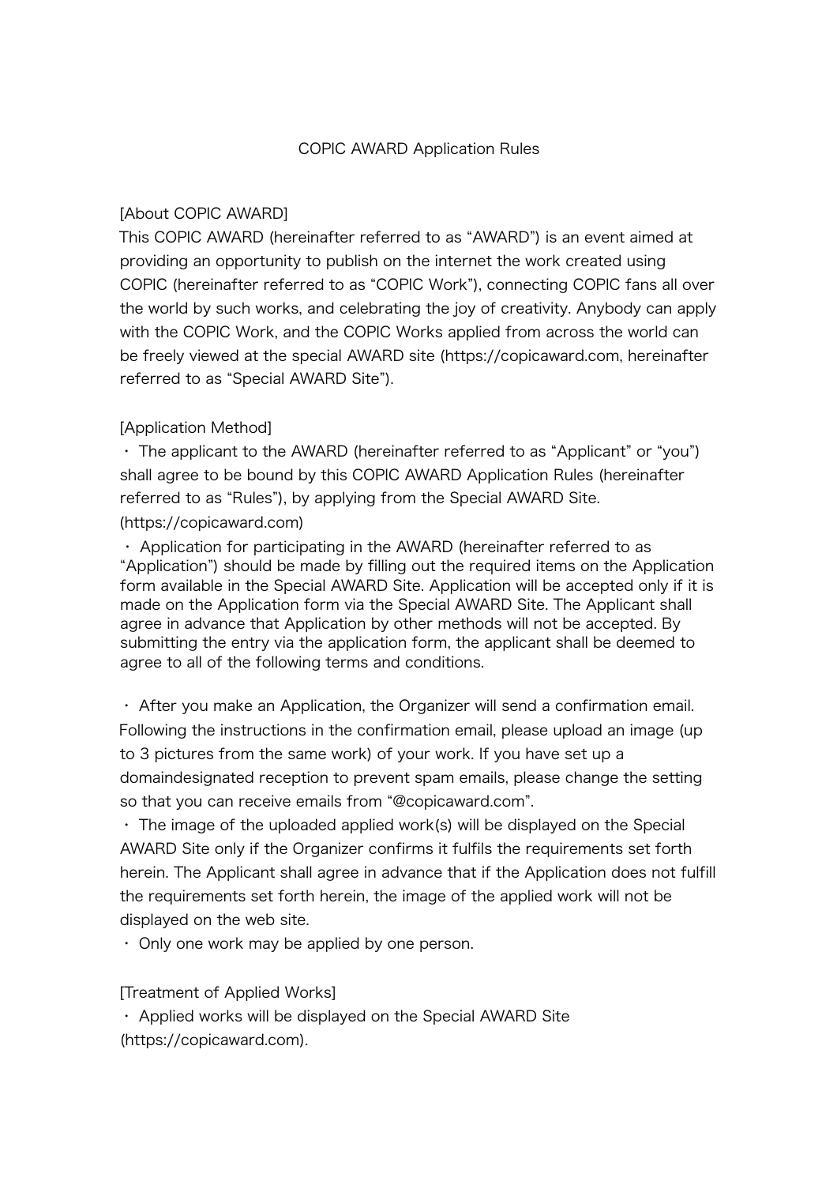# COPIC AWARD Application Rules

## [About COPIC AWARD]

This COPIC AWARD (hereinafter referred to as "AWARD") is an event aimed at providing an opportunity to publish on the internet the work created using COPIC (hereinafter referred to as "COPIC Work"), connecting COPIC fans all over the world by such works, and celebrating the joy of creativity. Anybody can apply with the COPIC Work, and the COPIC Works applied from across the world can be freely viewed at the special AWARD site (https://copicaward.com, hereinafter referred to as "Special AWARD Site").

## [Application Method]

・ The applicant to the AWARD (hereinafter referred to as "Applicant" or "you") shall agree to be bound by this COPIC AWARD Application Rules (hereinafter referred to as "Rules"), by applying from the Special AWARD Site. (https://copicaward.com)

・ Application for participating in the AWARD (hereinafter referred to as "Application") should be made by filling out the required items on the Application form available in the Special AWARD Site. Application will be accepted only if it is made on the Application form via the Special AWARD Site. The Applicant shall agree in advance that Application by other methods will not be accepted. By submitting the entry via the application form, the applicant shall be deemed to agree to all of the following terms and conditions.

・ After you make an Application, the Organizer will send a confirmation email. Following the instructions in the confirmation email, please upload an image (up to 3 pictures from the same work) of your work. If you have set up a domaindesignated reception to prevent spam emails, please change the setting so that you can receive emails from "@copicaward.com".

・ The image of the uploaded applied work(s) will be displayed on the Special AWARD Site only if the Organizer confirms it fulfils the requirements set forth herein. The Applicant shall agree in advance that if the Application does not fulfill the requirements set forth herein, the image of the applied work will not be displayed on the web site.

・ Only one work may be applied by one person.

## [Treatment of Applied Works]

・ Applied works will be displayed on the Special AWARD Site (https://copicaward.com).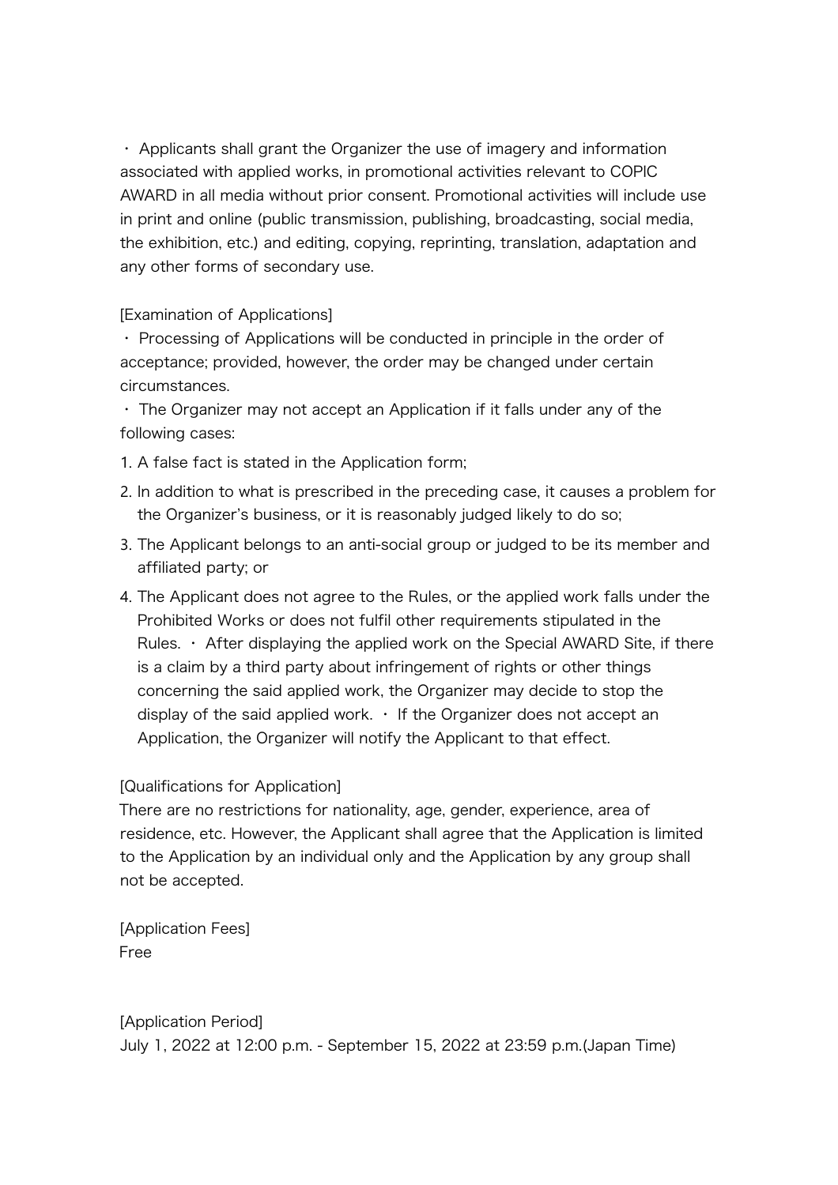・ Applicants shall grant the Organizer the use of imagery and information associated with applied works, in promotional activities relevant to COPIC AWARD in all media without prior consent. Promotional activities will include use in print and online (public transmission, publishing, broadcasting, social media, the exhibition, etc.) and editing, copying, reprinting, translation, adaptation and any other forms of secondary use.

[Examination of Applications]

・ Processing of Applications will be conducted in principle in the order of acceptance; provided, however, the order may be changed under certain circumstances.

・ The Organizer may not accept an Application if it falls under any of the following cases:

1. A false fact is stated in the Application form;
2. In addition to what is prescribed in the preceding case, it causes a problem for the Organizer's business, or it is reasonably judged likely to do so;
3. The Applicant belongs to an anti-social group or judged to be its member and affiliated party; or
4. The Applicant does not agree to the Rules, or the applied work falls under the Prohibited Works or does not fulfil other requirements stipulated in the Rules. ・ After displaying the applied work on the Special AWARD Site, if there is a claim by a third party about infringement of rights or other things concerning the said applied work, the Organizer may decide to stop the display of the said applied work. ・ If the Organizer does not accept an Application, the Organizer will notify the Applicant to that effect.

[Qualifications for Application]

There are no restrictions for nationality, age, gender, experience, area of residence, etc. However, the Applicant shall agree that the Application is limited to the Application by an individual only and the Application by any group shall not be accepted.

[Application Fees]

Free

[Application Period]

July 1, 2022 at 12:00 p.m. - September 15, 2022 at 23:59 p.m.(Japan Time)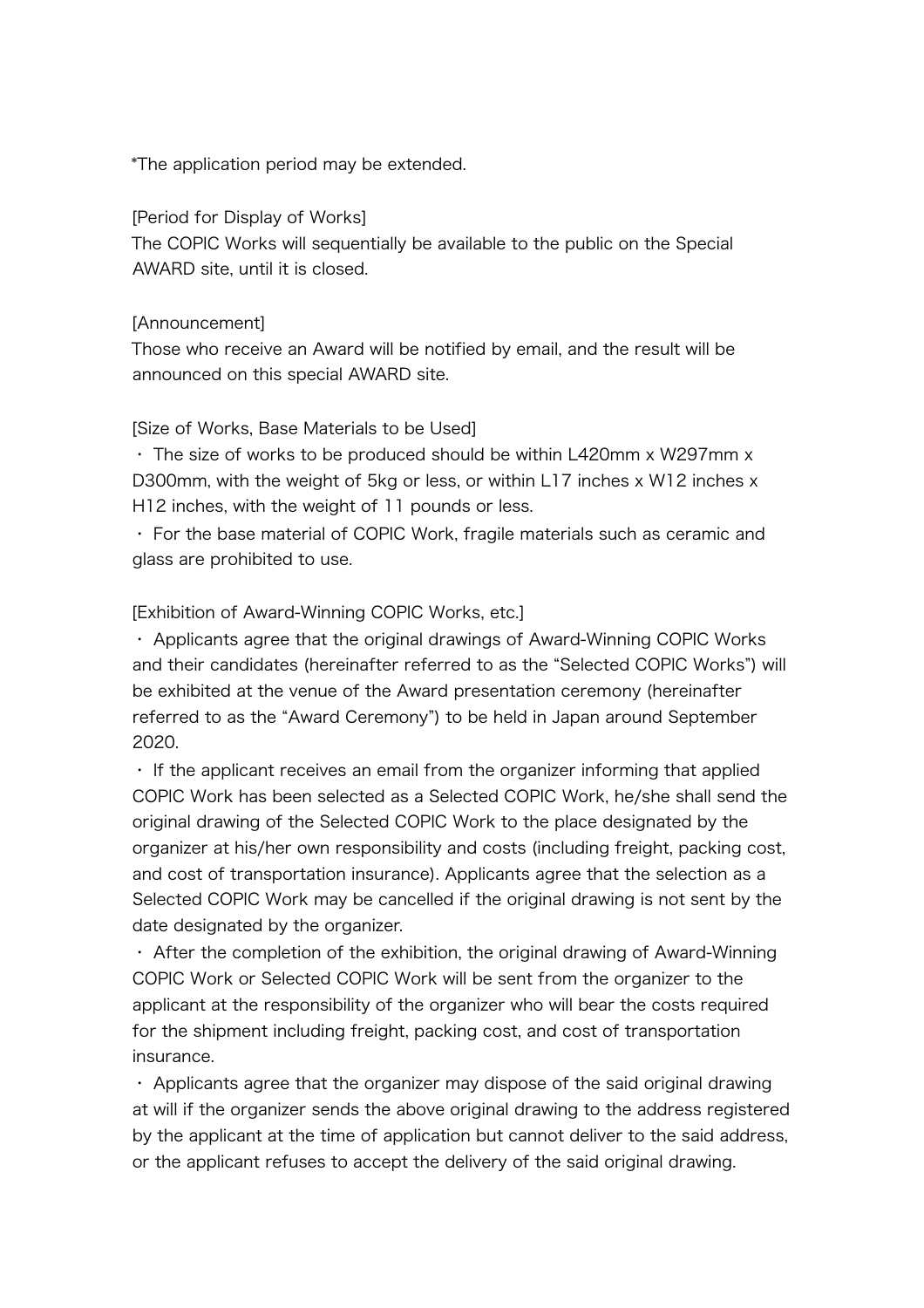*The application period may be extended.

[Period for Display of Works]
The COPIC Works will sequentially be available to the public on the Special AWARD site, until it is closed.

[Announcement]
Those who receive an Award will be notified by email, and the result will be announced on this special AWARD site.

[Size of Works, Base Materials to be Used]

・ The size of works to be produced should be within L420mm x W297mm x D300mm, with the weight of 5kg or less, or within L17 inches x W12 inches x H12 inches, with the weight of 11 pounds or less.

・ For the base material of COPIC Work, fragile materials such as ceramic and glass are prohibited to use.

[Exhibition of Award-Winning COPIC Works, etc.]

・ Applicants agree that the original drawings of Award-Winning COPIC Works and their candidates (hereinafter referred to as the "Selected COPIC Works") will be exhibited at the venue of the Award presentation ceremony (hereinafter referred to as the "Award Ceremony") to be held in Japan around September 2020.

・ If the applicant receives an email from the organizer informing that applied COPIC Work has been selected as a Selected COPIC Work, he/she shall send the original drawing of the Selected COPIC Work to the place designated by the organizer at his/her own responsibility and costs (including freight, packing cost, and cost of transportation insurance). Applicants agree that the selection as a Selected COPIC Work may be cancelled if the original drawing is not sent by the date designated by the organizer.

・ After the completion of the exhibition, the original drawing of Award-Winning COPIC Work or Selected COPIC Work will be sent from the organizer to the applicant at the responsibility of the organizer who will bear the costs required for the shipment including freight, packing cost, and cost of transportation insurance.

・ Applicants agree that the organizer may dispose of the said original drawing at will if the organizer sends the above original drawing to the address registered by the applicant at the time of application but cannot deliver to the said address, or the applicant refuses to accept the delivery of the said original drawing.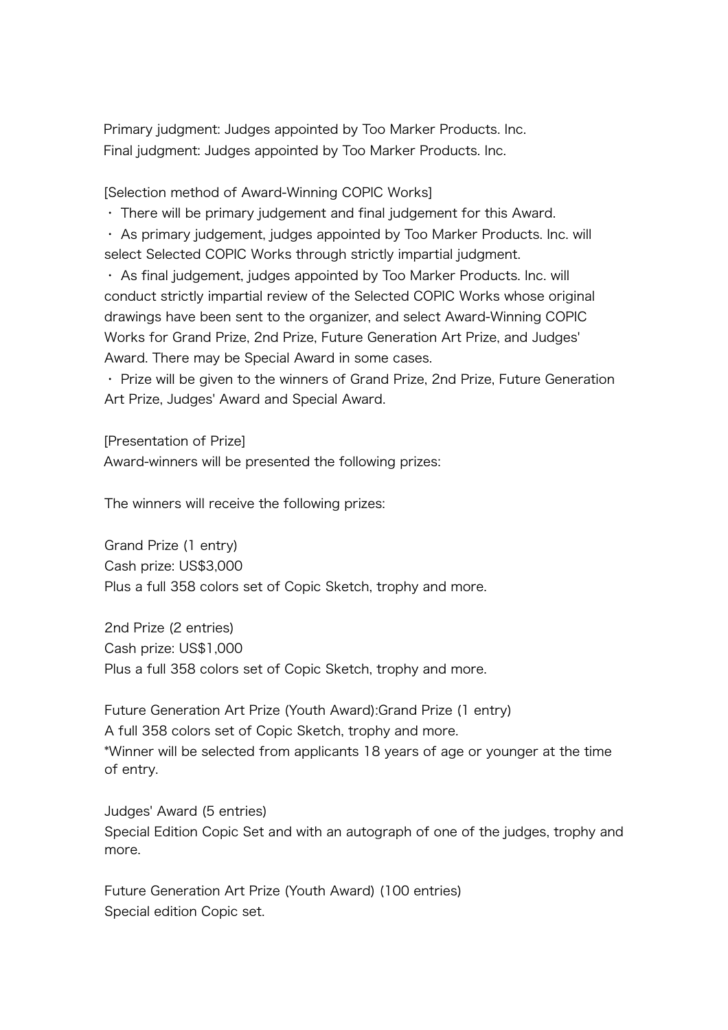Primary judgment: Judges appointed by Too Marker Products. Inc.
Final judgment: Judges appointed by Too Marker Products. Inc.

[Selection method of Award-Winning COPIC Works]

・ There will be primary judgement and final judgement for this Award.

・ As primary judgement, judges appointed by Too Marker Products. Inc. will select Selected COPIC Works through strictly impartial judgment.

・ As final judgement, judges appointed by Too Marker Products. Inc. will conduct strictly impartial review of the Selected COPIC Works whose original drawings have been sent to the organizer, and select Award-Winning COPIC Works for Grand Prize, 2nd Prize, Future Generation Art Prize, and Judges' Award. There may be Special Award in some cases.

・ Prize will be given to the winners of Grand Prize, 2nd Prize, Future Generation Art Prize, Judges' Award and Special Award.

[Presentation of Prize]
Award-winners will be presented the following prizes:

The winners will receive the following prizes:

Grand Prize (1 entry)
Cash prize: US$3,000
Plus a full 358 colors set of Copic Sketch, trophy and more.

2nd Prize (2 entries)
Cash prize: US$1,000
Plus a full 358 colors set of Copic Sketch, trophy and more.

Future Generation Art Prize (Youth Award):Grand Prize (1 entry)
A full 358 colors set of Copic Sketch, trophy and more.
*Winner will be selected from applicants 18 years of age or younger at the time of entry.

Judges' Award (5 entries)
Special Edition Copic Set and with an autograph of one of the judges, trophy and more.

Future Generation Art Prize (Youth Award) (100 entries)
Special edition Copic set.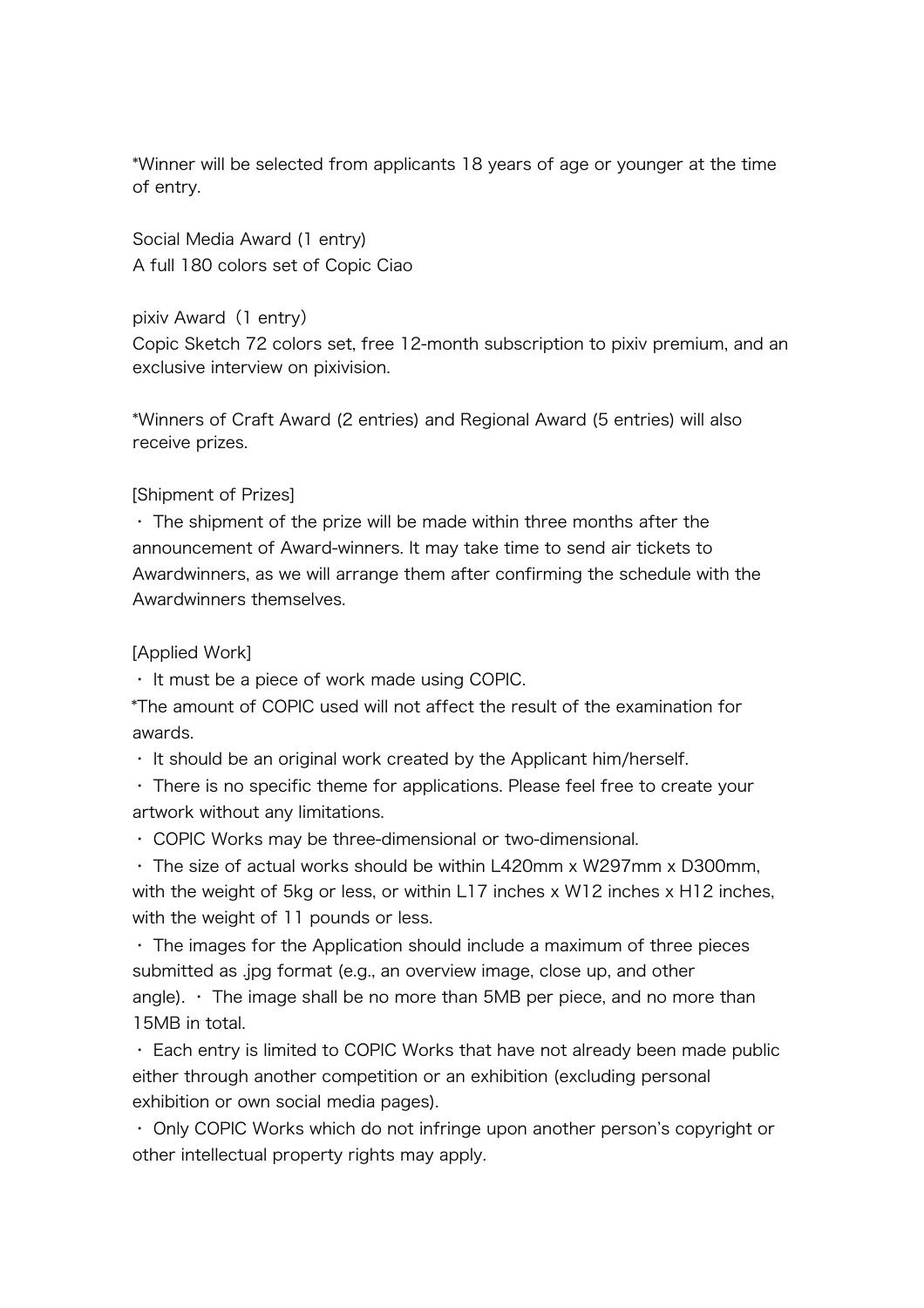*Winner will be selected from applicants 18 years of age or younger at the time of entry.

Social Media Award (1 entry)
A full 180 colors set of Copic Ciao

pixiv Award（1 entry)
Copic Sketch 72 colors set, free 12-month subscription to pixiv premium, and an exclusive interview on pixivision.

*Winners of Craft Award (2 entries) and Regional Award (5 entries) will also receive prizes.

[Shipment of Prizes]

・ The shipment of the prize will be made within three months after the announcement of Award-winners. It may take time to send air tickets to Awardwinners, as we will arrange them after confirming the schedule with the Awardwinners themselves.

[Applied Work]

・ It must be a piece of work made using COPIC.

*The amount of COPIC used will not affect the result of the examination for awards.

・ It should be an original work created by the Applicant him/herself.

・ There is no specific theme for applications. Please feel free to create your artwork without any limitations.

・ COPIC Works may be three-dimensional or two-dimensional.

・ The size of actual works should be within L420mm x W297mm x D300mm, with the weight of 5kg or less, or within L17 inches x W12 inches x H12 inches, with the weight of 11 pounds or less.

・ The images for the Application should include a maximum of three pieces submitted as .jpg format (e.g., an overview image, close up, and other angle). ・ The image shall be no more than 5MB per piece, and no more than 15MB in total.

・ Each entry is limited to COPIC Works that have not already been made public either through another competition or an exhibition (excluding personal exhibition or own social media pages).

・ Only COPIC Works which do not infringe upon another person's copyright or other intellectual property rights may apply.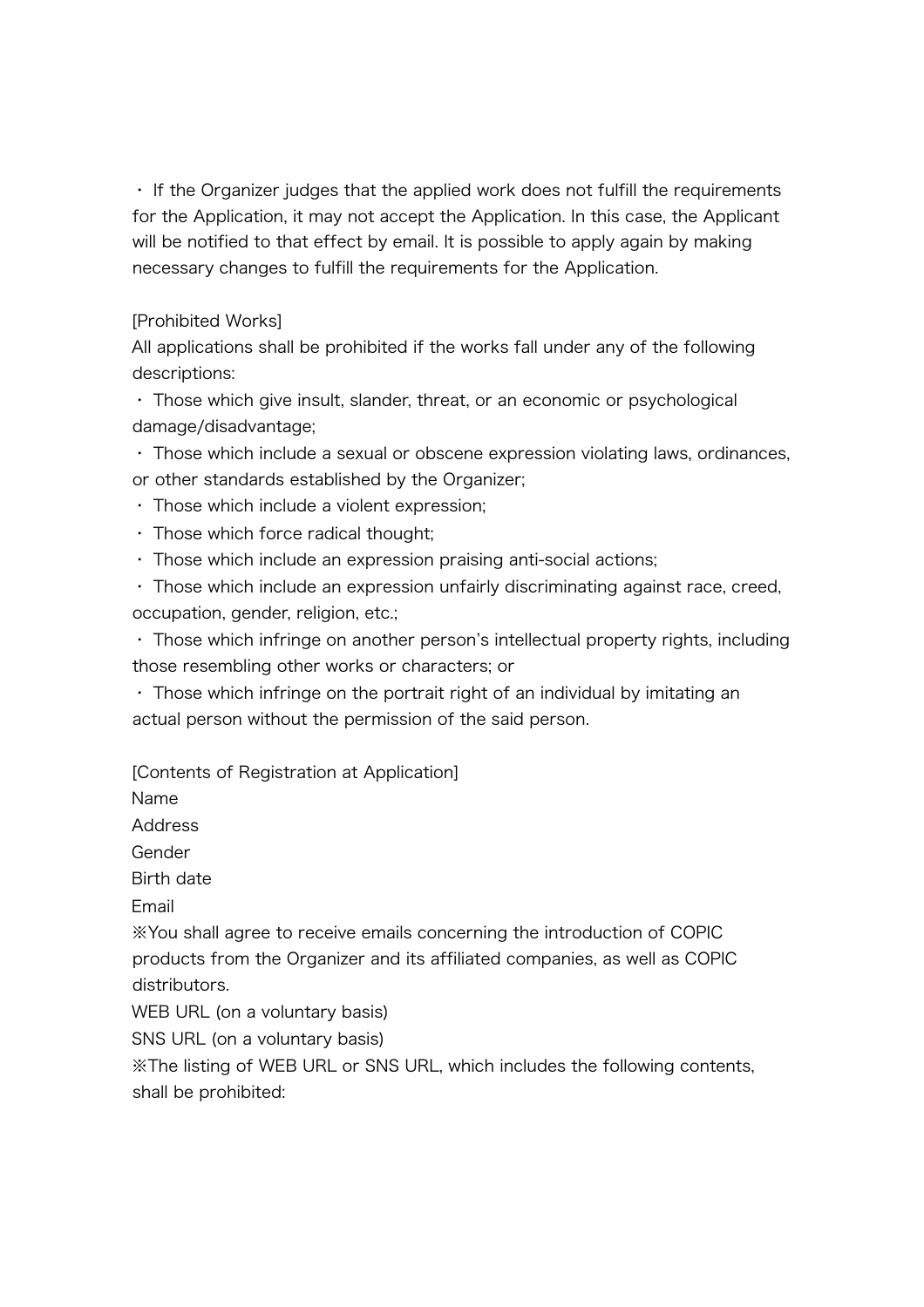・ If the Organizer judges that the applied work does not fulfill the requirements for the Application, it may not accept the Application. In this case, the Applicant will be notified to that effect by email. It is possible to apply again by making necessary changes to fulfill the requirements for the Application.

[Prohibited Works]

All applications shall be prohibited if the works fall under any of the following descriptions:

・ Those which give insult, slander, threat, or an economic or psychological damage/disadvantage;

・ Those which include a sexual or obscene expression violating laws, ordinances, or other standards established by the Organizer;

・ Those which include a violent expression;

・ Those which force radical thought;

・ Those which include an expression praising anti-social actions;

・ Those which include an expression unfairly discriminating against race, creed, occupation, gender, religion, etc.;

・ Those which infringe on another person's intellectual property rights, including those resembling other works or characters; or

・ Those which infringe on the portrait right of an individual by imitating an actual person without the permission of the said person.

[Contents of Registration at Application]

Name

Address

Gender

Birth date

Email

※You shall agree to receive emails concerning the introduction of COPIC products from the Organizer and its affiliated companies, as well as COPIC distributors.

WEB URL (on a voluntary basis)

SNS URL (on a voluntary basis)

※The listing of WEB URL or SNS URL, which includes the following contents, shall be prohibited: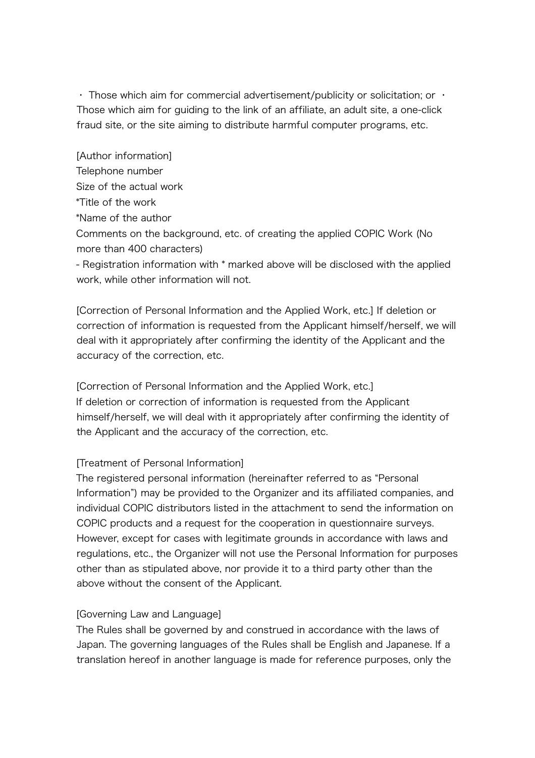・ Those which aim for commercial advertisement/publicity or solicitation; or ・ Those which aim for guiding to the link of an affiliate, an adult site, a one-click fraud site, or the site aiming to distribute harmful computer programs, etc.

[Author information]
Telephone number
Size of the actual work
*Title of the work
*Name of the author
Comments on the background, etc. of creating the applied COPIC Work (No more than 400 characters)
- Registration information with * marked above will be disclosed with the applied work, while other information will not.

[Correction of Personal Information and the Applied Work, etc.] If deletion or correction of information is requested from the Applicant himself/herself, we will deal with it appropriately after confirming the identity of the Applicant and the accuracy of the correction, etc.

[Correction of Personal Information and the Applied Work, etc.]
If deletion or correction of information is requested from the Applicant himself/herself, we will deal with it appropriately after confirming the identity of the Applicant and the accuracy of the correction, etc.

[Treatment of Personal Information]
The registered personal information (hereinafter referred to as "Personal Information") may be provided to the Organizer and its affiliated companies, and individual COPIC distributors listed in the attachment to send the information on COPIC products and a request for the cooperation in questionnaire surveys. However, except for cases with legitimate grounds in accordance with laws and regulations, etc., the Organizer will not use the Personal Information for purposes other than as stipulated above, nor provide it to a third party other than the above without the consent of the Applicant.

[Governing Law and Language]
The Rules shall be governed by and construed in accordance with the laws of Japan. The governing languages of the Rules shall be English and Japanese. If a translation hereof in another language is made for reference purposes, only the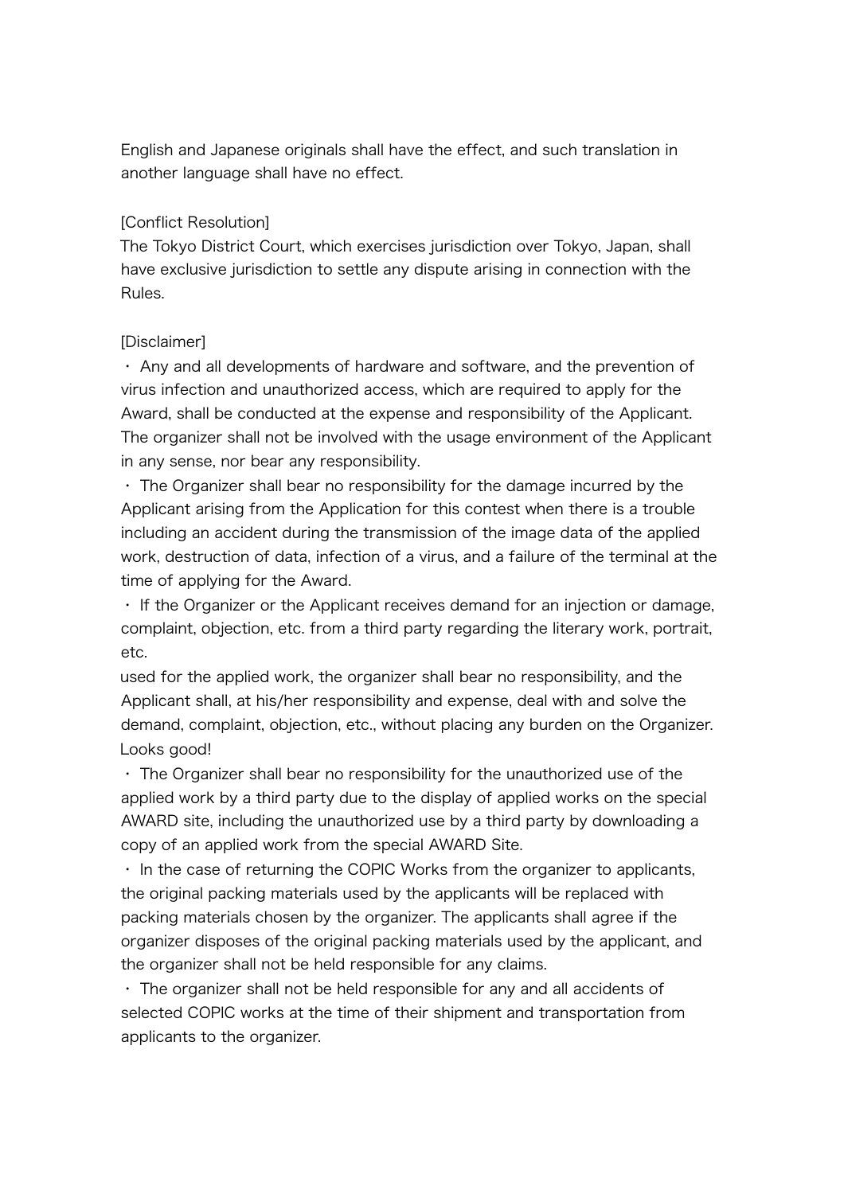English and Japanese originals shall have the effect, and such translation in another language shall have no effect.

[Conflict Resolution]
The Tokyo District Court, which exercises jurisdiction over Tokyo, Japan, shall have exclusive jurisdiction to settle any dispute arising in connection with the Rules.

[Disclaimer]
・ Any and all developments of hardware and software, and the prevention of virus infection and unauthorized access, which are required to apply for the Award, shall be conducted at the expense and responsibility of the Applicant. The organizer shall not be involved with the usage environment of the Applicant in any sense, nor bear any responsibility.
・ The Organizer shall bear no responsibility for the damage incurred by the Applicant arising from the Application for this contest when there is a trouble including an accident during the transmission of the image data of the applied work, destruction of data, infection of a virus, and a failure of the terminal at the time of applying for the Award.
・ If the Organizer or the Applicant receives demand for an injection or damage, complaint, objection, etc. from a third party regarding the literary work, portrait, etc.
used for the applied work, the organizer shall bear no responsibility, and the Applicant shall, at his/her responsibility and expense, deal with and solve the demand, complaint, objection, etc., without placing any burden on the Organizer.
Looks good!
・ The Organizer shall bear no responsibility for the unauthorized use of the applied work by a third party due to the display of applied works on the special AWARD site, including the unauthorized use by a third party by downloading a copy of an applied work from the special AWARD Site.
・ In the case of returning the COPIC Works from the organizer to applicants, the original packing materials used by the applicants will be replaced with packing materials chosen by the organizer. The applicants shall agree if the organizer disposes of the original packing materials used by the applicant, and the organizer shall not be held responsible for any claims.
・ The organizer shall not be held responsible for any and all accidents of selected COPIC works at the time of their shipment and transportation from applicants to the organizer.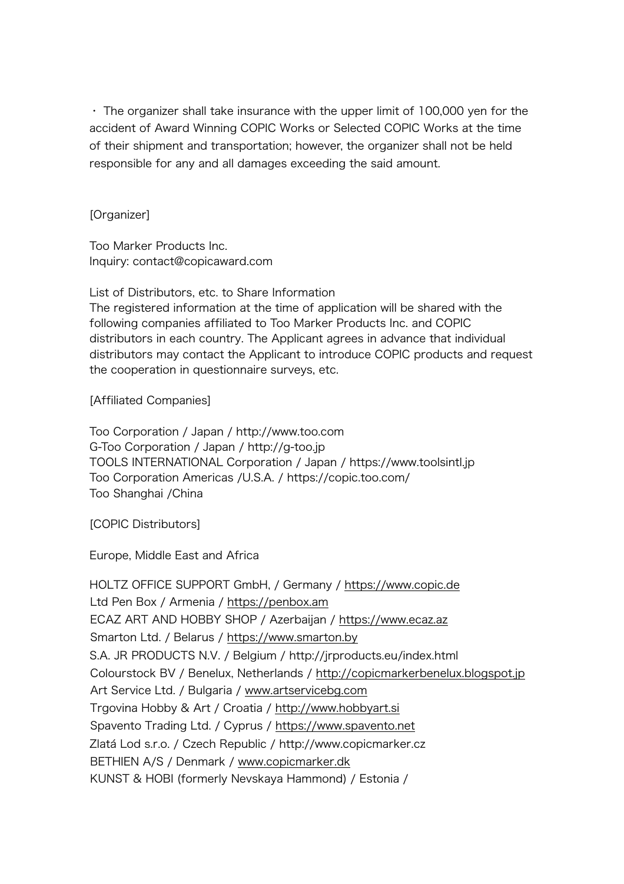・ The organizer shall take insurance with the upper limit of 100,000 yen for the accident of Award Winning COPIC Works or Selected COPIC Works at the time of their shipment and transportation; however, the organizer shall not be held responsible for any and all damages exceeding the said amount.

[Organizer]

Too Marker Products Inc.
Inquiry: contact@copicaward.com

List of Distributors, etc. to Share Information
The registered information at the time of application will be shared with the following companies affiliated to Too Marker Products Inc. and COPIC distributors in each country. The Applicant agrees in advance that individual distributors may contact the Applicant to introduce COPIC products and request the cooperation in questionnaire surveys, etc.

[Affiliated Companies]

Too Corporation / Japan / http://www.too.com
G-Too Corporation / Japan / http://g-too.jp
TOOLS INTERNATIONAL Corporation / Japan / https://www.toolsintl.jp
Too Corporation Americas /U.S.A. / https://copic.too.com/
Too Shanghai /China

[COPIC Distributors]

Europe, Middle East and Africa

HOLTZ OFFICE SUPPORT GmbH, / Germany / https://www.copic.de
Ltd Pen Box / Armenia / https://penbox.am
ECAZ ART AND HOBBY SHOP / Azerbaijan / https://www.ecaz.az
Smarton Ltd. / Belarus / https://www.smarton.by
S.A. JR PRODUCTS N.V. / Belgium / http://jrproducts.eu/index.html
Colourstock BV / Benelux, Netherlands / http://copicmarkerbenelux.blogspot.jp
Art Service Ltd. / Bulgaria / www.artservicebg.com
Trgovina Hobby & Art / Croatia / http://www.hobbyart.si
Spavento Trading Ltd. / Cyprus / https://www.spavento.net
Zlatá Lod s.r.o. / Czech Republic / http://www.copicmarker.cz
BETHIEN A/S / Denmark / www.copicmarker.dk
KUNST & HOBI (formerly Nevskaya Hammond) / Estonia /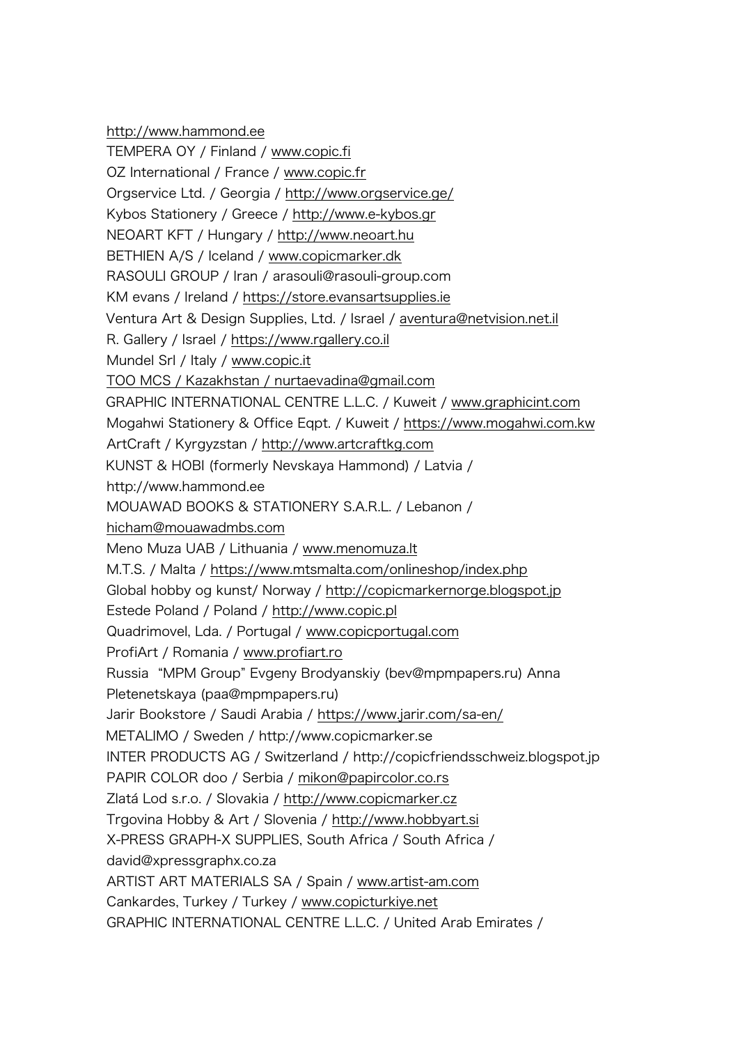http://www.hammond.ee

TEMPERA OY / Finland / www.copic.fi

OZ International / France / www.copic.fr

Orgservice Ltd. / Georgia / http://www.orgservice.ge/

Kybos Stationery / Greece / http://www.e-kybos.gr

NEOART KFT / Hungary / http://www.neoart.hu

BETHIEN A/S / Iceland / www.copicmarker.dk

RASOULI GROUP / Iran / arasouli@rasouli-group.com

KM evans / Ireland / https://store.evansartsupplies.ie

Ventura Art & Design Supplies, Ltd. / Israel / aventura@netvision.net.il

R. Gallery / Israel / https://www.rgallery.co.il

Mundel Srl / Italy / www.copic.it

TOO MCS / Kazakhstan / nurtaevadina@gmail.com

GRAPHIC INTERNATIONAL CENTRE L.L.C. / Kuweit / www.graphicint.com

Mogahwi Stationery & Office Eqpt. / Kuweit / https://www.mogahwi.com.kw

ArtCraft / Kyrgyzstan / http://www.artcraftkg.com

KUNST & HOBI (formerly Nevskaya Hammond) / Latvia / http://www.hammond.ee

MOUAWAD BOOKS & STATIONERY S.A.R.L. / Lebanon / hicham@mouawadmbs.com

Meno Muza UAB / Lithuania / www.menomuza.lt

M.T.S. / Malta / https://www.mtsmalta.com/onlineshop/index.php

Global hobby og kunst/ Norway / http://copicmarkernorge.blogspot.jp

Estede Poland / Poland / http://www.copic.pl

Quadrimovel, Lda. / Portugal / www.copicportugal.com

ProfiArt / Romania / www.profiart.ro

Russia “MPM Group” Evgeny Brodyanskiy (bev@mpmpapers.ru) Anna Pletenetskaya (paa@mpmpapers.ru)

Jarir Bookstore / Saudi Arabia / https://www.jarir.com/sa-en/

METALIMO / Sweden / http://www.copicmarker.se

INTER PRODUCTS AG / Switzerland / http://copicfriendsschweiz.blogspot.jp

PAPIR COLOR doo / Serbia / mikon@papircolor.co.rs

Zlatá Lod s.r.o. / Slovakia / http://www.copicmarker.cz

Trgovina Hobby & Art / Slovenia / http://www.hobbyart.si

X-PRESS GRAPH-X SUPPLIES, South Africa / South Africa / david@xpressgraphx.co.za

ARTIST ART MATERIALS SA / Spain / www.artist-am.com

Cankardes, Turkey / Turkey / www.copicturkiye.net

GRAPHIC INTERNATIONAL CENTRE L.L.C. / United Arab Emirates /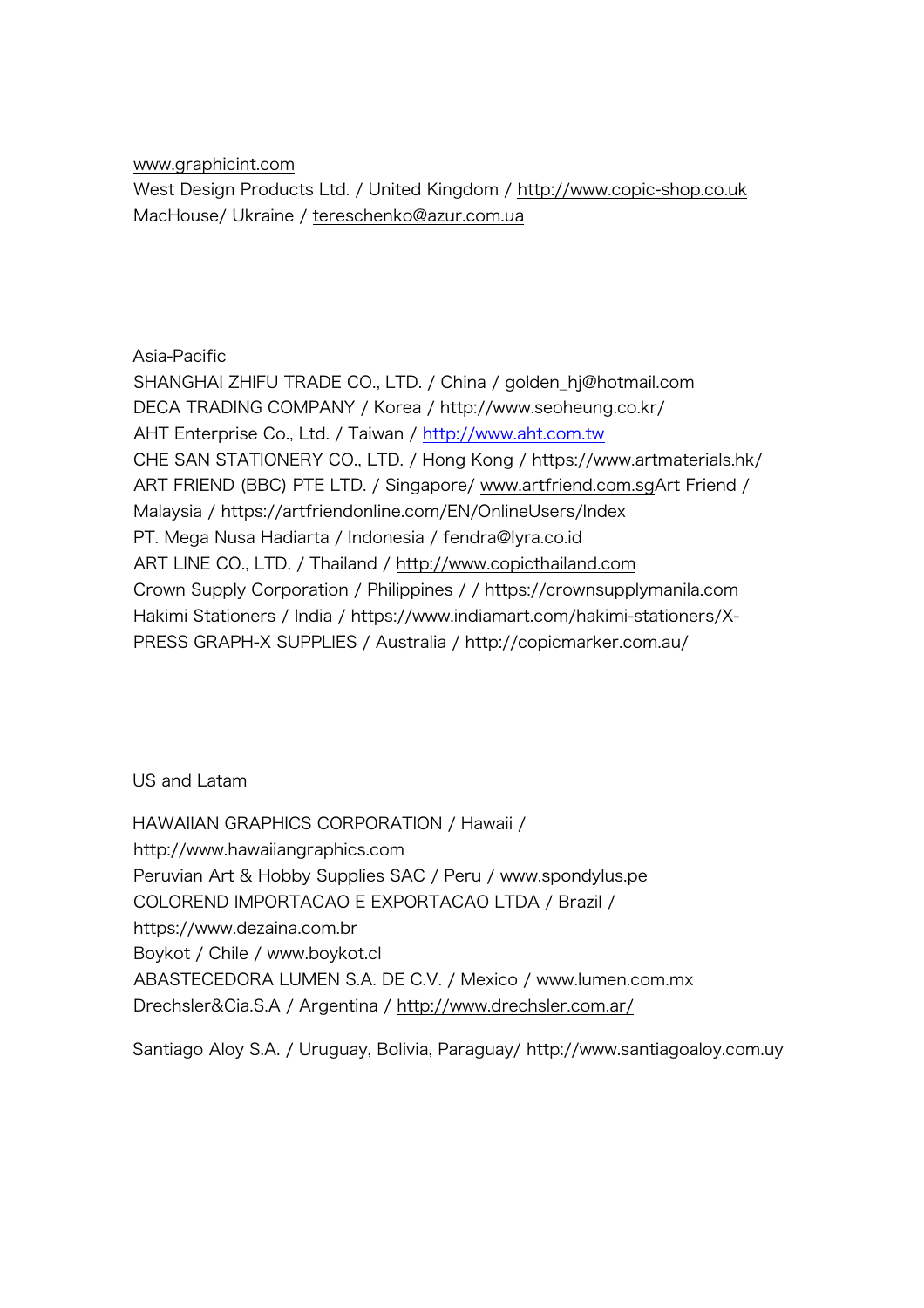www.graphicint.com
West Design Products Ltd. / United Kingdom / http://www.copic-shop.co.uk
MacHouse/ Ukraine / tereschenko@azur.com.ua

Asia-Pacific

SHANGHAI ZHIFU TRADE CO., LTD. / China / golden_hj@hotmail.com
DECA TRADING COMPANY / Korea / http://www.seoheung.co.kr/
AHT Enterprise Co., Ltd. / Taiwan / http://www.aht.com.tw
CHE SAN STATIONERY CO., LTD. / Hong Kong / https://www.artmaterials.hk/
ART FRIEND (BBC) PTE LTD. / Singapore/ www.artfriend.com.sgArt Friend / Malaysia / https://artfriendonline.com/EN/OnlineUsers/Index
PT. Mega Nusa Hadiarta / Indonesia / fendra@lyra.co.id
ART LINE CO., LTD. / Thailand / http://www.copicthailand.com
Crown Supply Corporation / Philippines / / https://crownsupplymanila.com
Hakimi Stationers / India / https://www.indiamart.com/hakimi-stationers/X-PRESS GRAPH-X SUPPLIES / Australia / http://copicmarker.com.au/

US and Latam

HAWAIIAN GRAPHICS CORPORATION / Hawaii / http://www.hawaiiangraphics.com
Peruvian Art & Hobby Supplies SAC / Peru / www.spondylus.pe
COLOREND IMPORTACAO E EXPORTACAO LTDA / Brazil / https://www.dezaina.com.br
Boykot / Chile / www.boykot.cl
ABASTECEDORA LUMEN S.A. DE C.V. / Mexico / www.lumen.com.mx
Drechsler&Cia.S.A / Argentina / http://www.drechsler.com.ar/

Santiago Aloy S.A. / Uruguay, Bolivia, Paraguay/ http://www.santiagoaloy.com.uy